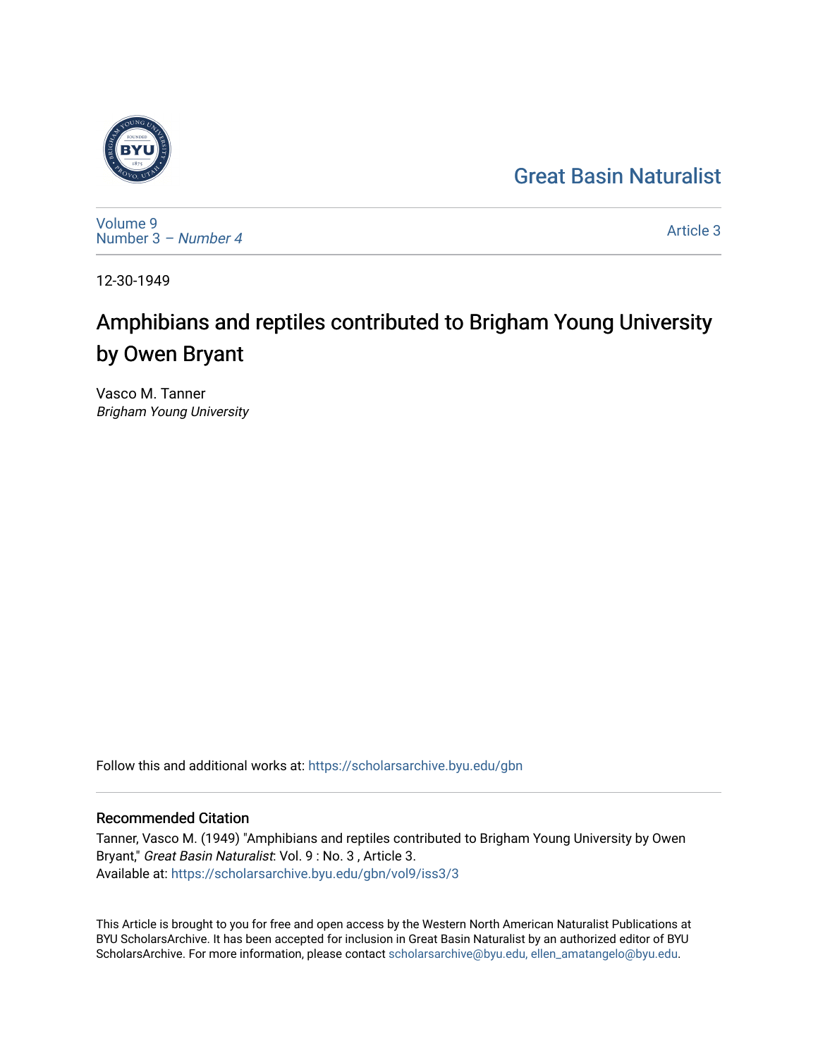Great Basin Naturalist

Volume 9
Number 3 – *Number 4*

Article 3

12-30-1949

# Amphibians and reptiles contributed to Brigham Young University by Owen Bryant

Vasco M. Tanner
*Brigham Young University*

Follow this and additional works at: https://scholarsarchive.byu.edu/gbn

## Recommended Citation

Tanner, Vasco M. (1949) "Amphibians and reptiles contributed to Brigham Young University by Owen Bryant," *Great Basin Naturalist*: Vol. 9 : No. 3 , Article 3.
Available at: https://scholarsarchive.byu.edu/gbn/vol9/iss3/3

This Article is brought to you for free and open access by the Western North American Naturalist Publications at BYU ScholarsArchive. It has been accepted for inclusion in Great Basin Naturalist by an authorized editor of BYU ScholarsArchive. For more information, please contact scholarsarchive@byu.edu, ellen_amatangelo@byu.edu.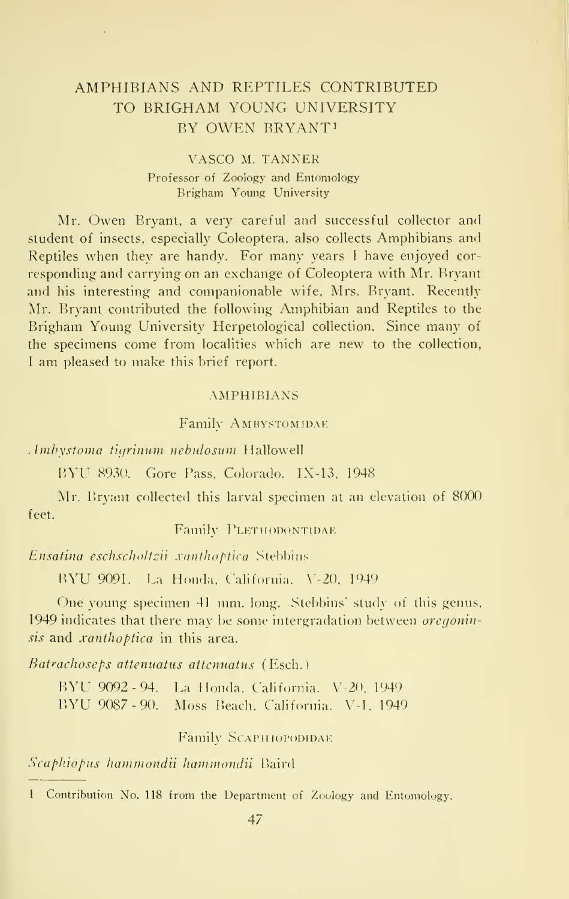# AMPHIBIANS AND REPTILES CONTRIBUTED TO BRIGHAM YOUNG UNIVERSITY BY OWEN BRYANT[1]

VASCO M. TANNER
Professor of Zoology and Entomology
Brigham Young University

Mr. Owen Bryant, a very careful and successful collector and student of insects, especially Coleoptera, also collects Amphibians and Reptiles when they are handy. For many years I have enjoyed corresponding and carrying on an exchange of Coleoptera with Mr. Bryant and his interesting and companionable wife, Mrs. Bryant. Recently Mr. Bryant contributed the following Amphibian and Reptiles to the Brigham Young University Herpetological collection. Since many of the specimens come from localities which are new to the collection, I am pleased to make this brief report.

## AMPHIBIANS

### Family AMBYSTOMIDAE

*Ambystoma tigrinum nebulosum* Hallowell

BYU 8930. Gore Pass, Colorado. IX-13, 1948

Mr. Bryant collected this larval specimen at an elevation of 8000 feet.

### Family PLETHODONTIDAE

*Ensatina eschscholtzii xanthoptica* Stebbins

BYU 9091. La Honda, California. V-20, 1949

One young specimen 41 mm. long. Stebbins' study of this genus, 1949 indicates that there may be some intergradation between *oregoninsis* and *xanthoptica* in this area.

*Batrachoseps attenuatus attenuatus* (Esch.)

BYU 9092 - 94. La Honda, California. V-20, 1949
BYU 9087 - 90. Moss Beach, California. V-1, 1949

### Family SCAPHIOPODIDAE

*Scaphiopus hammondii hammondii* Baird

---

1 Contribution No. 118 from the Department of Zoology and Entomology.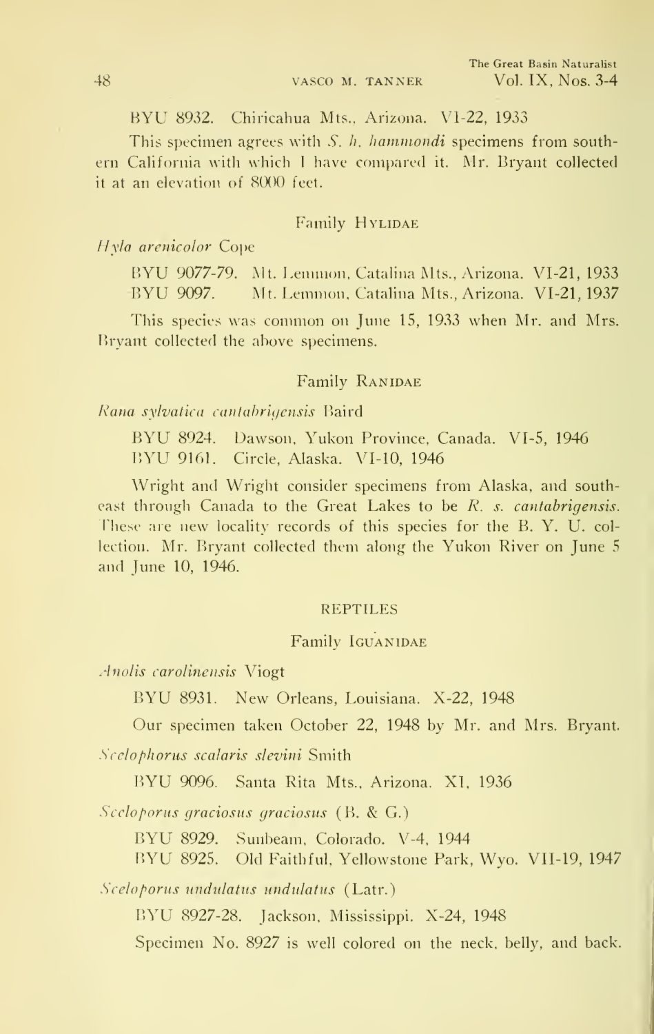BYU 8932. Chiricahua Mts., Arizona. VI-22, 1933

This specimen agrees with *S. h. hammondi* specimens from southern California with which I have compared it. Mr. Bryant collected it at an elevation of 8000 feet.

### Family Hylidae

*Hyla arenicolor* Cope

BYU 9077-79. Mt. Lemmon, Catalina Mts., Arizona. VI-21, 1933
BYU 9097. Mt. Lemmon, Catalina Mts., Arizona. VI-21, 1937

This species was common on June 15, 1933 when Mr. and Mrs. Bryant collected the above specimens.

### Family Ranidae

*Rana sylvatica cantabrigensis* Baird

BYU 8924. Dawson, Yukon Province, Canada. VI-5, 1946
BYU 9161. Circle, Alaska. VI-10, 1946

Wright and Wright consider specimens from Alaska, and southeast through Canada to the Great Lakes to be *R. s. cantabrigensis*. These are new locality records of this species for the B. Y. U. collection. Mr. Bryant collected them along the Yukon River on June 5 and June 10, 1946.

## REPTILES

### Family Iguanidae

*Anolis carolinensis* Viogt

BYU 8931. New Orleans, Louisiana. X-22, 1948

Our specimen taken October 22, 1948 by Mr. and Mrs. Bryant.

*Scelophorus scalaris slevini* Smith

BYU 9096. Santa Rita Mts., Arizona. XI, 1936

*Sceloporus graciosus graciosus* (B. & G.)

BYU 8929. Sunbeam, Colorado. V-4, 1944
BYU 8925. Old Faithful, Yellowstone Park, Wyo. VII-19, 1947

*Sceloporus undulatus undulatus* (Latr.)

BYU 8927-28. Jackson, Mississippi. X-24, 1948

Specimen No. 8927 is well colored on the neck, belly, and back.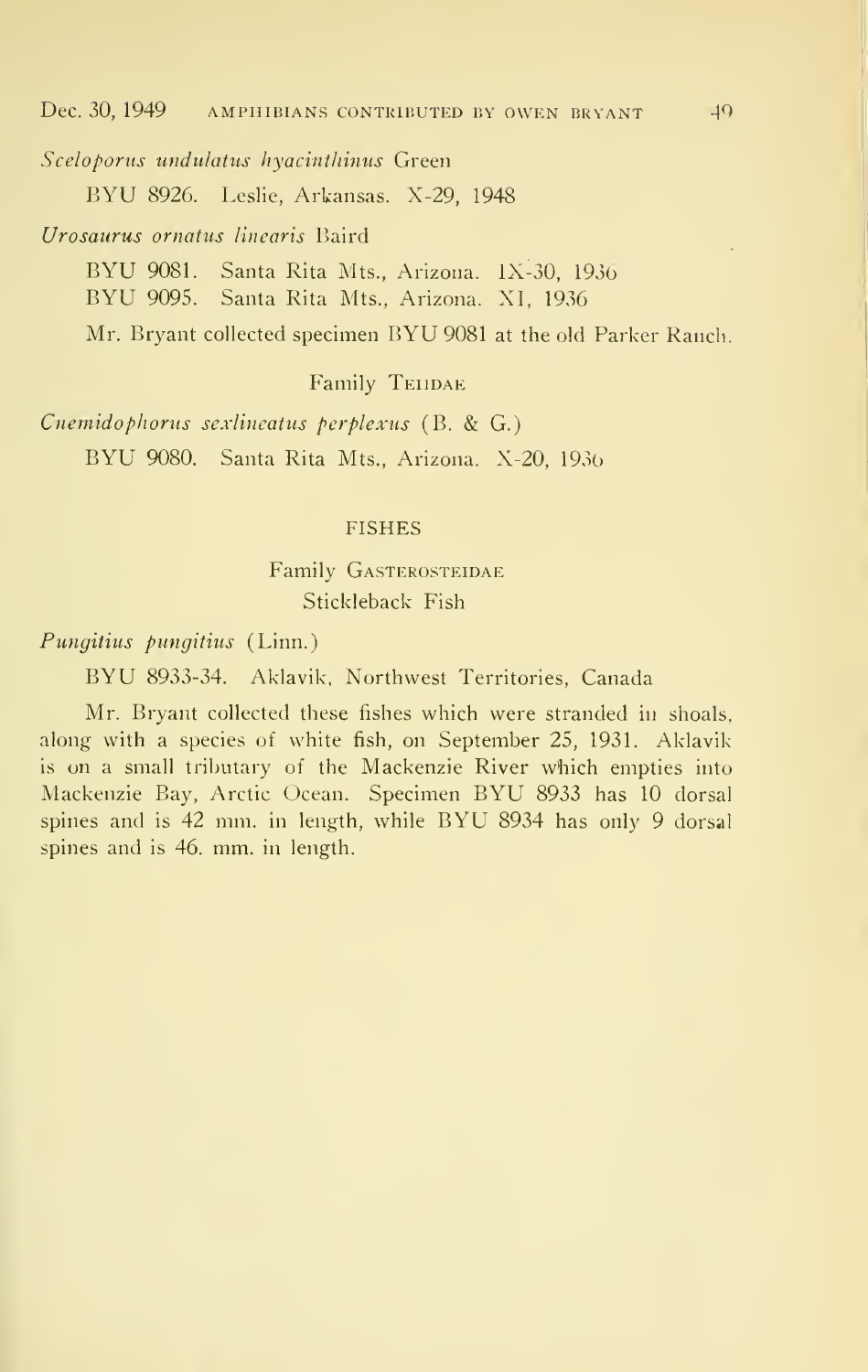*Sceloporus undulatus hyacinthinus* Green

BYU 8926. Leslie, Arkansas. X-29, 1948

*Urosaurus ornatus linearis* Baird

BYU 9081. Santa Rita Mts., Arizona. IX-30, 1936
BYU 9095. Santa Rita Mts., Arizona. XI, 1936

Mr. Bryant collected specimen BYU 9081 at the old Parker Ranch.

### Family Teiidae

*Cnemidophorus sexlineatus perplexus* (B. & G.)

BYU 9080. Santa Rita Mts., Arizona. X-20, 1936

## FISHES

### Family Gasterosteidae
Stickleback Fish

*Pungitius pungitius* (Linn.)

BYU 8933-34. Aklavik, Northwest Territories, Canada

Mr. Bryant collected these fishes which were stranded in shoals, along with a species of white fish, on September 25, 1931. Aklavik is on a small tributary of the Mackenzie River which empties into Mackenzie Bay, Arctic Ocean. Specimen BYU 8933 has 10 dorsal spines and is 42 mm. in length, while BYU 8934 has only 9 dorsal spines and is 46. mm. in length.